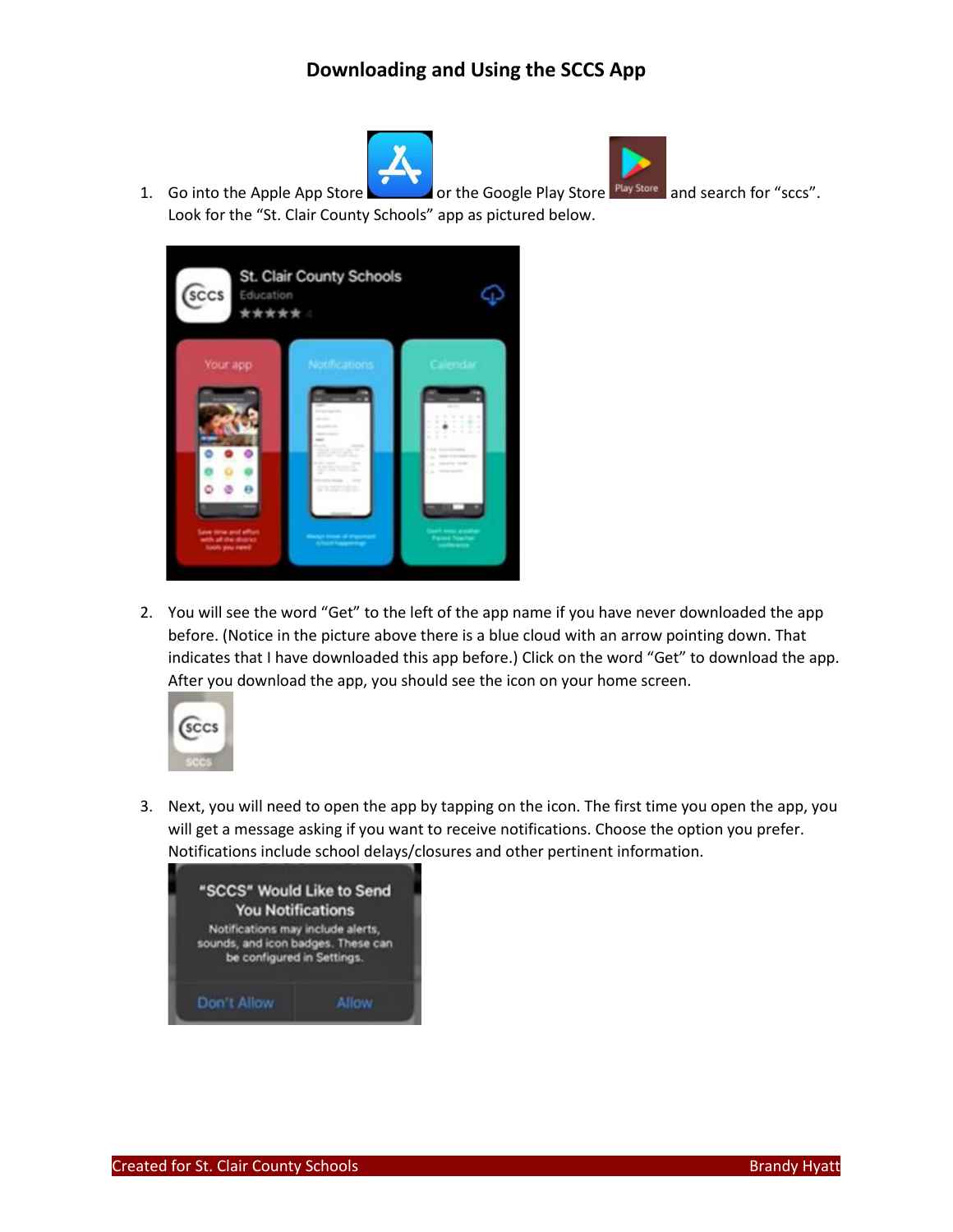# Downloading and Using the SCCS App

1. Go into the Apple App Store or the Google Play Store and search for "sccs". Look for the "St. Clair County Schools" app as pictured below.

2. You will see the word "Get" to the left of the app name if you have never downloaded the app before. (Notice in the picture above there is a blue cloud with an arrow pointing down. That indicates that I have downloaded this app before.) Click on the word "Get" to download the app. After you download the app, you should see the icon on your home screen.

3. Next, you will need to open the app by tapping on the icon. The first time you open the app, you will get a message asking if you want to receive notifications. Choose the option you prefer. Notifications include school delays/closures and other pertinent information.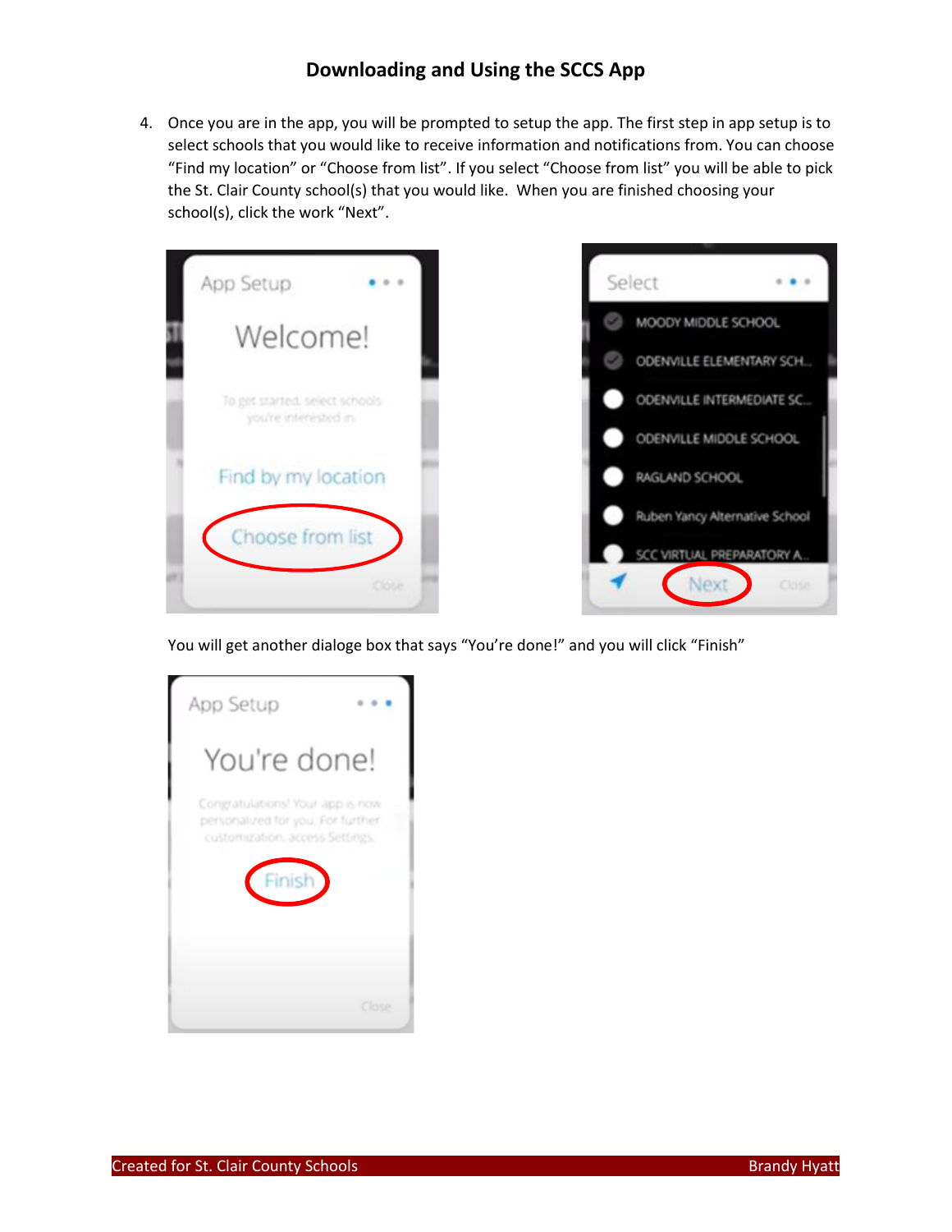## Downloading and Using the SCCS App

4. Once you are in the app, you will be prompted to setup the app. The first step in app setup is to select schools that you would like to receive information and notifications from. You can choose "Find my location" or "Choose from list". If you select "Choose from list" you will be able to pick the St. Clair County school(s) that you would like. When you are finished choosing your school(s), click the work "Next".

   You will get another dialoge box that says "You're done!" and you will click "Finish"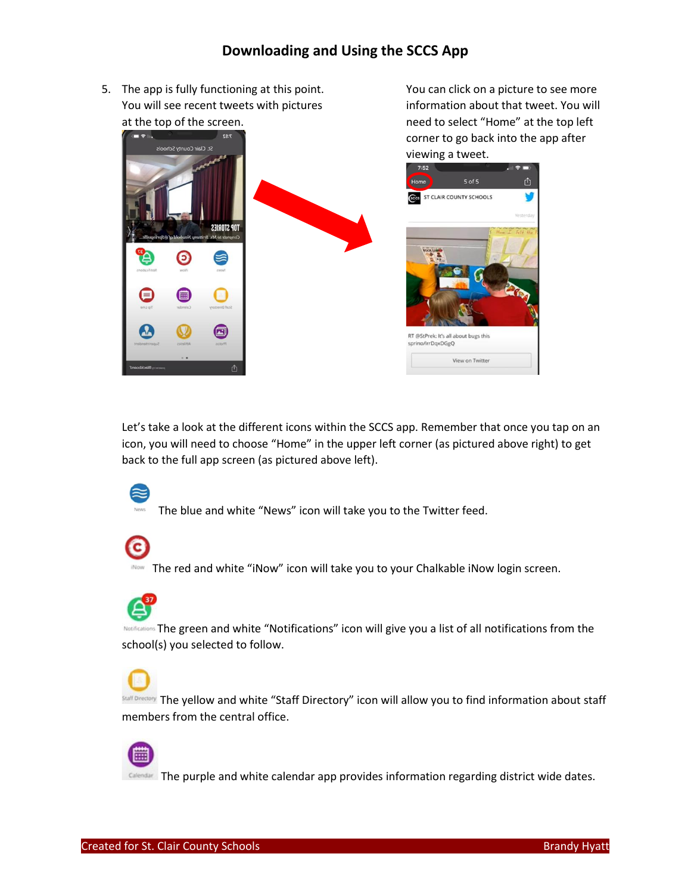# Downloading and Using the SCCS App

5. The app is fully functioning at this point. You will see recent tweets with pictures at the top of the screen.

You can click on a picture to see more information about that tweet. You will need to select "Home" at the top left corner to go back into the app after viewing a tweet.

Let's take a look at the different icons within the SCCS app. Remember that once you tap on an icon, you will need to choose "Home" in the upper left corner (as pictured above right) to get back to the full app screen (as pictured above left).

The blue and white "News" icon will take you to the Twitter feed.

The red and white "iNow" icon will take you to your Chalkable iNow login screen.

The green and white "Notifications" icon will give you a list of all notifications from the school(s) you selected to follow.

The yellow and white "Staff Directory" icon will allow you to find information about staff members from the central office.

The purple and white calendar app provides information regarding district wide dates.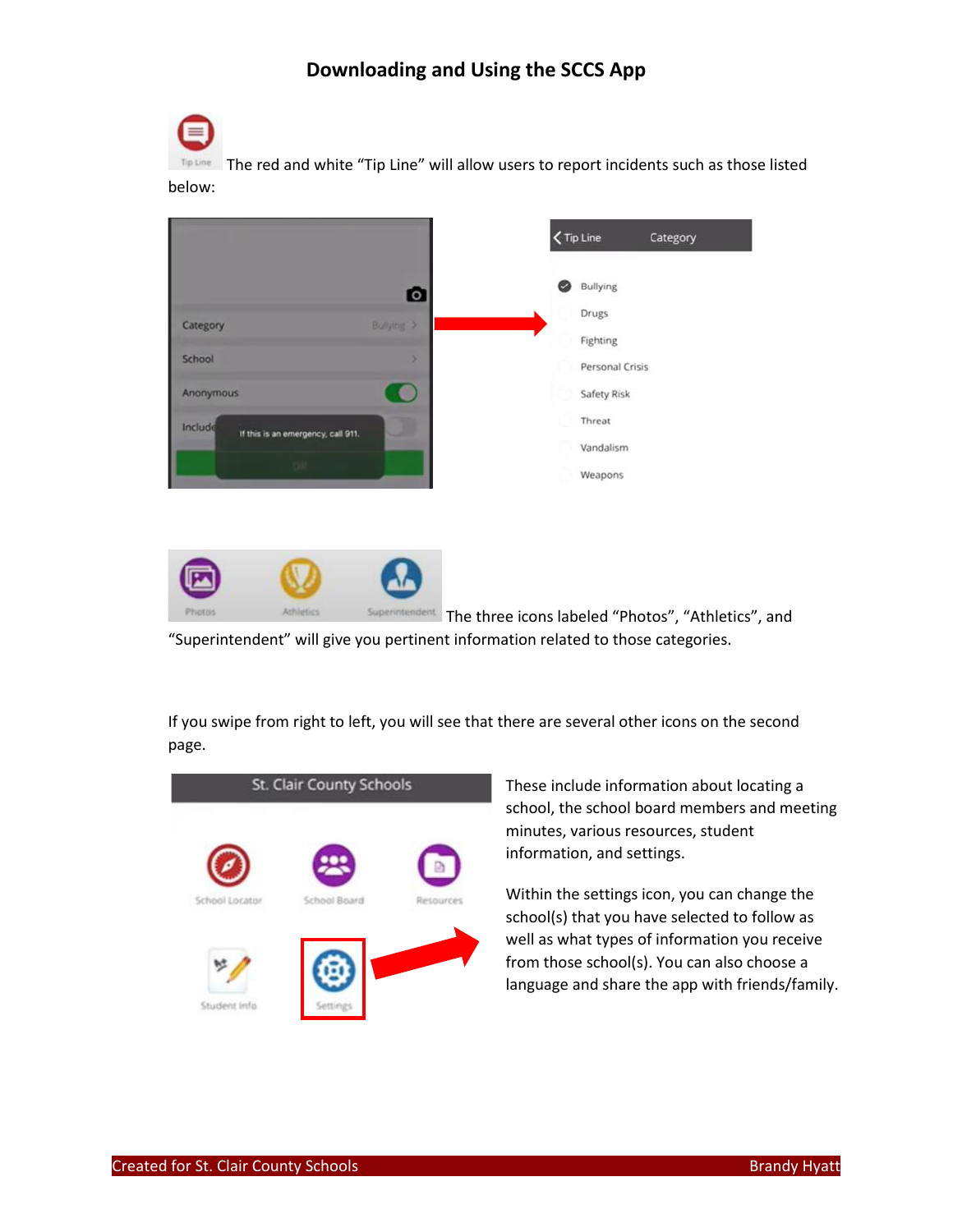## Downloading and Using the SCCS App

The red and white "Tip Line" will allow users to report incidents such as those listed below:

The three icons labeled "Photos", "Athletics", and "Superintendent" will give you pertinent information related to those categories.

If you swipe from right to left, you will see that there are several other icons on the second page.

These include information about locating a school, the school board members and meeting minutes, various resources, student information, and settings.

Within the settings icon, you can change the school(s) that you have selected to follow as well as what types of information you receive from those school(s). You can also choose a language and share the app with friends/family.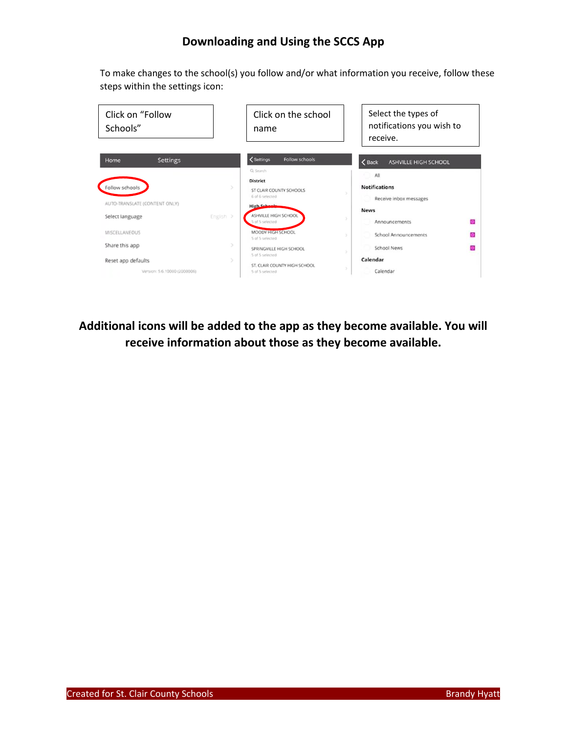# Downloading and Using the SCCS App

To make changes to the school(s) you follow and/or what information you receive, follow these steps within the settings icon:

Click on "Follow Schools"

Click on the school name

Select the types of notifications you wish to receive.

Home Settings

Follow schools

AUTO-TRANSLATE (CONTENT ONLY)

Select language English

MISCELLANEOUS

Share this app

Reset app defaults

Version: 5.6.10000 (2000006)

Settings Follow schools

Search

District

ST CLAIR COUNTY SCHOOLS
6 of 6 selected

High Schools

ASHVILLE HIGH SCHOOL
5 of 5 selected

MOODY HIGH SCHOOL
5 of 5 selected

SPRINGVILLE HIGH SCHOOL
5 of 5 selected

ST. CLAIR COUNTY HIGH SCHOOL
5 of 5 selected

Back ASHVILLE HIGH SCHOOL

All

Notifications

Receive inbox messages

News

Announcements

School Announcements

School News

Calendar

Calendar

**Additional icons will be added to the app as they become available. You will receive information about those as they become available.**

Created for St. Clair County Schools Brandy Hyatt